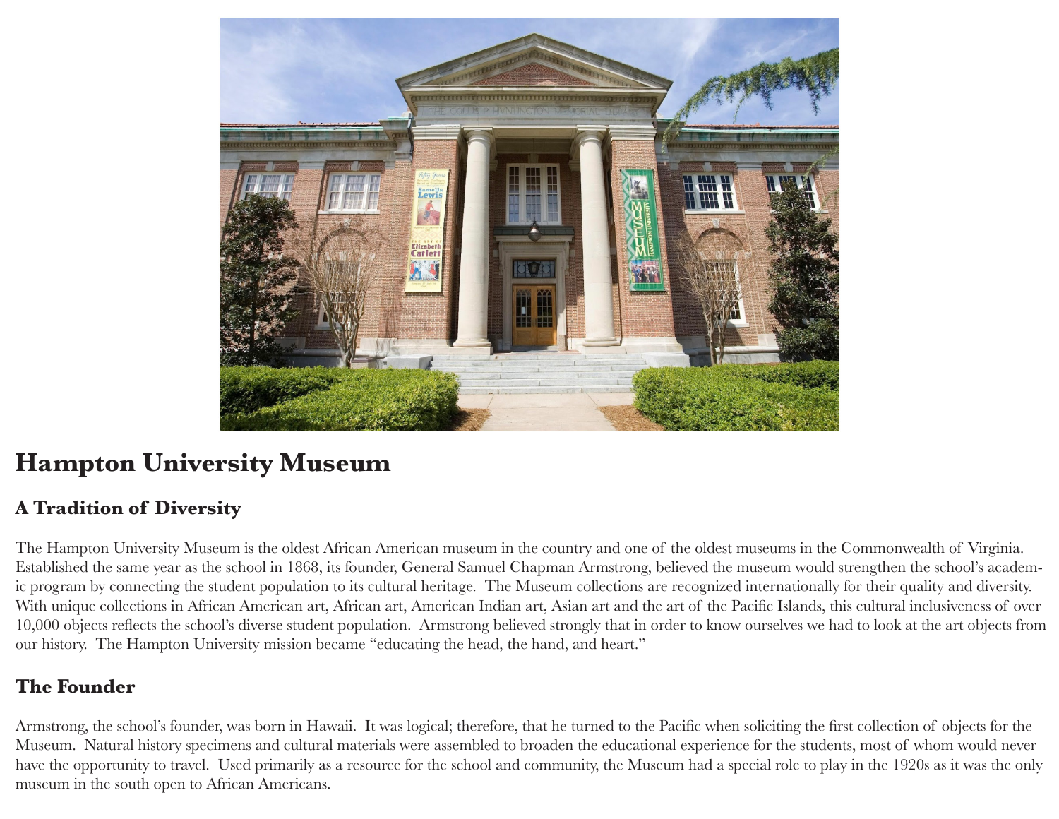# Hampton University Museum

## A Tradition of Diversity

The Hampton University Museum is the oldest African American museum in the country and one of the oldest museums in the Commonwealth of Virginia. Established the same year as the school in 1868, its founder, General Samuel Chapman Armstrong, believed the museum would strengthen the school's academic program by connecting the student population to its cultural heritage. The Museum collections are recognized internationally for their quality and diversity. With unique collections in African American art, African art, American Indian art, Asian art and the art of the Pacific Islands, this cultural inclusiveness of over 10,000 objects reflects the school's diverse student population. Armstrong believed strongly that in order to know ourselves we had to look at the art objects from our history. The Hampton University mission became "educating the head, the hand, and heart."

## The Founder

Armstrong, the school's founder, was born in Hawaii. It was logical; therefore, that he turned to the Pacific when soliciting the first collection of objects for the Museum. Natural history specimens and cultural materials were assembled to broaden the educational experience for the students, most of whom would never have the opportunity to travel. Used primarily as a resource for the school and community, the Museum had a special role to play in the 1920s as it was the only museum in the south open to African Americans.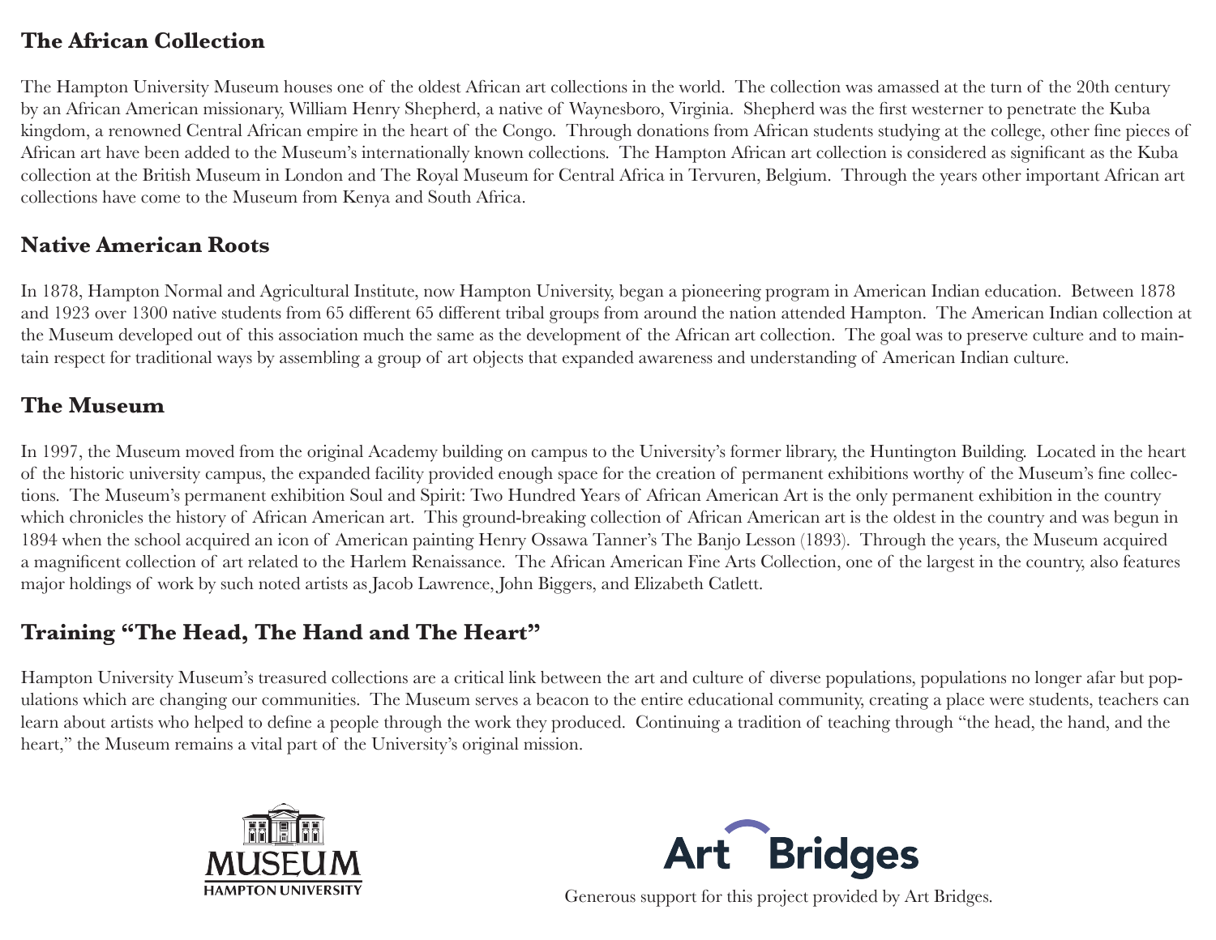## The African Collection

The Hampton University Museum houses one of the oldest African art collections in the world. The collection was amassed at the turn of the 20th century by an African American missionary, William Henry Shepherd, a native of Waynesboro, Virginia. Shepherd was the first westerner to penetrate the Kuba kingdom, a renowned Central African empire in the heart of the Congo. Through donations from African students studying at the college, other fine pieces of African art have been added to the Museum's internationally known collections. The Hampton African art collection is considered as significant as the Kuba collection at the British Museum in London and The Royal Museum for Central Africa in Tervuren, Belgium. Through the years other important African art collections have come to the Museum from Kenya and South Africa.

## Native American Roots

In 1878, Hampton Normal and Agricultural Institute, now Hampton University, began a pioneering program in American Indian education. Between 1878 and 1923 over 1300 native students from 65 different 65 different tribal groups from around the nation attended Hampton. The American Indian collection at the Museum developed out of this association much the same as the development of the African art collection. The goal was to preserve culture and to maintain respect for traditional ways by assembling a group of art objects that expanded awareness and understanding of American Indian culture.

## The Museum

In 1997, the Museum moved from the original Academy building on campus to the University's former library, the Huntington Building. Located in the heart of the historic university campus, the expanded facility provided enough space for the creation of permanent exhibitions worthy of the Museum's fine collections. The Museum's permanent exhibition Soul and Spirit: Two Hundred Years of African American Art is the only permanent exhibition in the country which chronicles the history of African American art. This ground-breaking collection of African American art is the oldest in the country and was begun in 1894 when the school acquired an icon of American painting Henry Ossawa Tanner's The Banjo Lesson (1893). Through the years, the Museum acquired a magnificent collection of art related to the Harlem Renaissance. The African American Fine Arts Collection, one of the largest in the country, also features major holdings of work by such noted artists as Jacob Lawrence, John Biggers, and Elizabeth Catlett.

## Training "The Head, The Hand and The Heart"

Hampton University Museum's treasured collections are a critical link between the art and culture of diverse populations, populations no longer afar but populations which are changing our communities. The Museum serves a beacon to the entire educational community, creating a place were students, teachers can learn about artists who helped to define a people through the work they produced. Continuing a tradition of teaching through "the head, the hand, and the heart," the Museum remains a vital part of the University's original mission.

MUSEUM
HAMPTON UNIVERSITY

Art Bridges

Generous support for this project provided by Art Bridges.